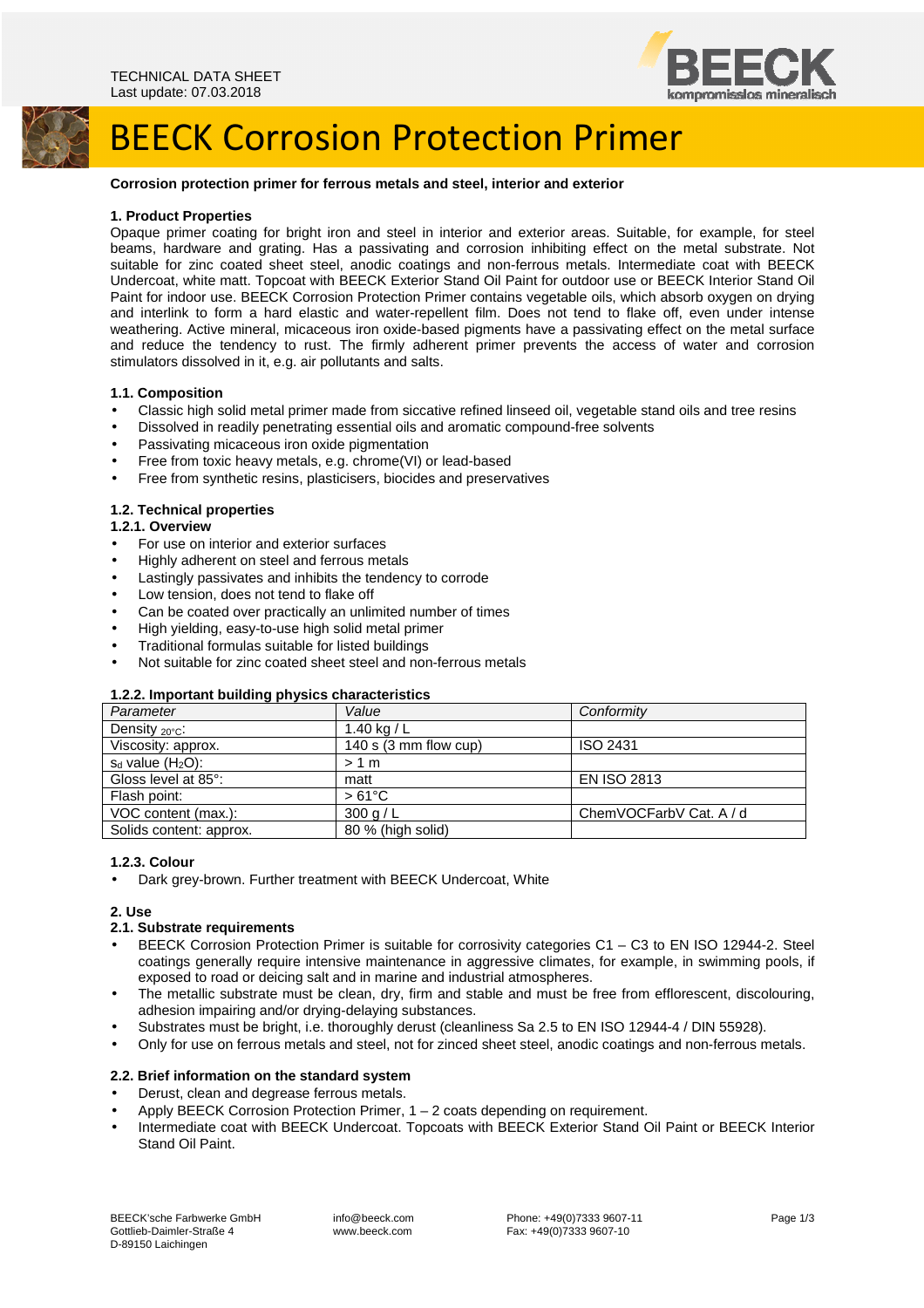TECHNICAL DATA SHEET
Last update: 07.03.2018

# BEECK Corrosion Protection Primer

**Corrosion protection primer for ferrous metals and steel, interior and exterior**

## 1. Product Properties

Opaque primer coating for bright iron and steel in interior and exterior areas. Suitable, for example, for steel beams, hardware and grating. Has a passivating and corrosion inhibiting effect on the metal substrate. Not suitable for zinc coated sheet steel, anodic coatings and non-ferrous metals. Intermediate coat with BEECK Undercoat, white matt. Topcoat with BEECK Exterior Stand Oil Paint for outdoor use or BEECK Interior Stand Oil Paint for indoor use. BEECK Corrosion Protection Primer contains vegetable oils, which absorb oxygen on drying and interlink to form a hard elastic and water-repellent film. Does not tend to flake off, even under intense weathering. Active mineral, micaceous iron oxide-based pigments have a passivating effect on the metal surface and reduce the tendency to rust. The firmly adherent primer prevents the access of water and corrosion stimulators dissolved in it, e.g. air pollutants and salts.

### 1.1. Composition

- Classic high solid metal primer made from siccative refined linseed oil, vegetable stand oils and tree resins
- Dissolved in readily penetrating essential oils and aromatic compound-free solvents
- Passivating micaceous iron oxide pigmentation
- Free from toxic heavy metals, e.g. chrome(VI) or lead-based
- Free from synthetic resins, plasticisers, biocides and preservatives

### 1.2. Technical properties

#### 1.2.1. Overview

- For use on interior and exterior surfaces
- Highly adherent on steel and ferrous metals
- Lastingly passivates and inhibits the tendency to corrode
- Low tension, does not tend to flake off
- Can be coated over practically an unlimited number of times
- High yielding, easy-to-use high solid metal primer
- Traditional formulas suitable for listed buildings
- Not suitable for zinc coated sheet steel and non-ferrous metals

#### 1.2.2. Important building physics characteristics

| *Parameter* | *Value* | *Conformity* |
|---|---|---|
| Density $_{20°C}$: | 1.40 kg / L | |
| Viscosity: approx. | 140 s (3 mm flow cup) | ISO 2431 |
| $s_d$ value ($H_2O$): | > 1 m | |
| Gloss level at 85°: | matt | EN ISO 2813 |
| Flash point: | > 61°C | |
| VOC content (max.): | 300 g / L | ChemVOCFarbV Cat. A / d |
| Solids content: approx. | 80 % (high solid) | |

#### 1.2.3. Colour

- Dark grey-brown. Further treatment with BEECK Undercoat, White

## 2. Use

### 2.1. Substrate requirements

- BEECK Corrosion Protection Primer is suitable for corrosivity categories C1 – C3 to EN ISO 12944-2. Steel coatings generally require intensive maintenance in aggressive climates, for example, in swimming pools, if exposed to road or deicing salt and in marine and industrial atmospheres.
- The metallic substrate must be clean, dry, firm and stable and must be free from efflorescent, discolouring, adhesion impairing and/or drying-delaying substances.
- Substrates must be bright, i.e. thoroughly derust (cleanliness Sa 2.5 to EN ISO 12944-4 / DIN 55928).
- Only for use on ferrous metals and steel, not for zinced sheet steel, anodic coatings and non-ferrous metals.

### 2.2. Brief information on the standard system

- Derust, clean and degrease ferrous metals.
- Apply BEECK Corrosion Protection Primer, 1 – 2 coats depending on requirement.
- Intermediate coat with BEECK Undercoat. Topcoats with BEECK Exterior Stand Oil Paint or BEECK Interior Stand Oil Paint.

BEECK'sche Farbwerke GmbH
Gottlieb-Daimler-Straße 4
D-89150 Laichingen

info@beeck.com
www.beeck.com

Phone: +49(0)7333 9607-11
Fax: +49(0)7333 9607-10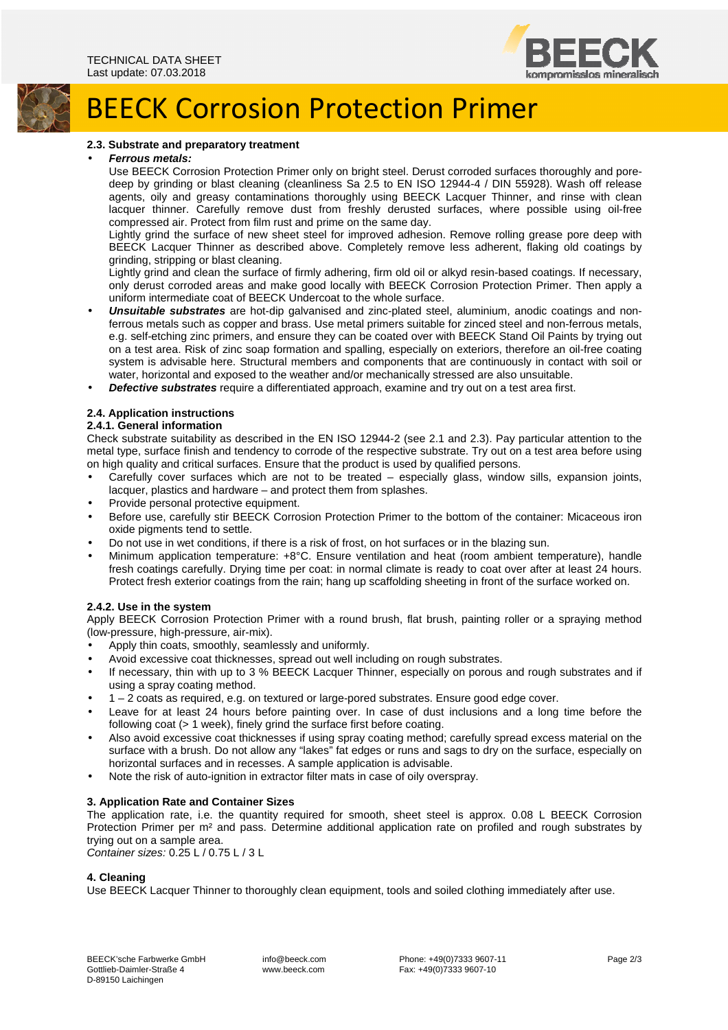#### 2.3. Substrate and preparatory treatment

- ***Ferrous metals:***
  Use BEECK Corrosion Protection Primer only on bright steel. Derust corroded surfaces thoroughly and pore-deep by grinding or blast cleaning (cleanliness Sa 2.5 to EN ISO 12944-4 / DIN 55928). Wash off release agents, oily and greasy contaminations thoroughly using BEECK Lacquer Thinner, and rinse with clean lacquer thinner. Carefully remove dust from freshly derusted surfaces, where possible using oil-free compressed air. Protect from film rust and prime on the same day.
  Lightly grind the surface of new sheet steel for improved adhesion. Remove rolling grease pore deep with BEECK Lacquer Thinner as described above. Completely remove less adherent, flaking old coatings by grinding, stripping or blast cleaning.
  Lightly grind and clean the surface of firmly adhering, firm old oil or alkyd resin-based coatings. If necessary, only derust corroded areas and make good locally with BEECK Corrosion Protection Primer. Then apply a uniform intermediate coat of BEECK Undercoat to the whole surface.
- ***Unsuitable substrates*** are hot-dip galvanised and zinc-plated steel, aluminium, anodic coatings and non-ferrous metals such as copper and brass. Use metal primers suitable for zinced steel and non-ferrous metals, e.g. self-etching zinc primers, and ensure they can be coated over with BEECK Stand Oil Paints by trying out on a test area. Risk of zinc soap formation and spalling, especially on exteriors, therefore an oil-free coating system is advisable here. Structural members and components that are continuously in contact with soil or water, horizontal and exposed to the weather and/or mechanically stressed are also unsuitable.
- ***Defective substrates*** require a differentiated approach, examine and try out on a test area first.

#### 2.4. Application instructions

##### 2.4.1. General information

Check substrate suitability as described in the EN ISO 12944-2 (see 2.1 and 2.3). Pay particular attention to the metal type, surface finish and tendency to corrode of the respective substrate. Try out on a test area before using on high quality and critical surfaces. Ensure that the product is used by qualified persons.

- Carefully cover surfaces which are not to be treated – especially glass, window sills, expansion joints, lacquer, plastics and hardware – and protect them from splashes.
- Provide personal protective equipment.
- Before use, carefully stir BEECK Corrosion Protection Primer to the bottom of the container: Micaceous iron oxide pigments tend to settle.
- Do not use in wet conditions, if there is a risk of frost, on hot surfaces or in the blazing sun.
- Minimum application temperature: +8°C. Ensure ventilation and heat (room ambient temperature), handle fresh coatings carefully. Drying time per coat: in normal climate is ready to coat over after at least 24 hours. Protect fresh exterior coatings from the rain; hang up scaffolding sheeting in front of the surface worked on.

##### 2.4.2. Use in the system

Apply BEECK Corrosion Protection Primer with a round brush, flat brush, painting roller or a spraying method (low-pressure, high-pressure, air-mix).

- Apply thin coats, smoothly, seamlessly and uniformly.
- Avoid excessive coat thicknesses, spread out well including on rough substrates.
- If necessary, thin with up to 3 % BEECK Lacquer Thinner, especially on porous and rough substrates and if using a spray coating method.
- 1 – 2 coats as required, e.g. on textured or large-pored substrates. Ensure good edge cover.
- Leave for at least 24 hours before painting over. In case of dust inclusions and a long time before the following coat (> 1 week), finely grind the surface first before coating.
- Also avoid excessive coat thicknesses if using spray coating method; carefully spread excess material on the surface with a brush. Do not allow any "lakes" fat edges or runs and sags to dry on the surface, especially on horizontal surfaces and in recesses. A sample application is advisable.
- Note the risk of auto-ignition in extractor filter mats in case of oily overspray.

#### 3. Application Rate and Container Sizes

The application rate, i.e. the quantity required for smooth, sheet steel is approx. 0.08 L BEECK Corrosion Protection Primer per m² and pass. Determine additional application rate on profiled and rough substrates by trying out on a sample area.

*Container sizes:* 0.25 L / 0.75 L / 3 L

#### 4. Cleaning

Use BEECK Lacquer Thinner to thoroughly clean equipment, tools and soiled clothing immediately after use.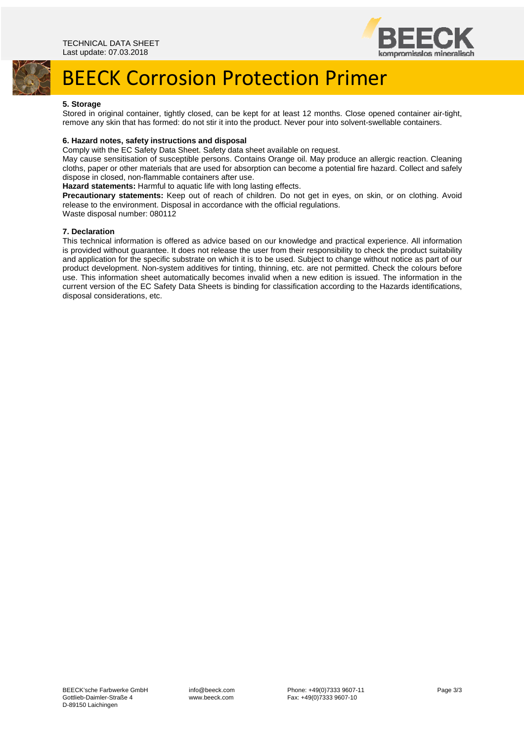# BEECK Corrosion Protection Primer

### 5. Storage

Stored in original container, tightly closed, can be kept for at least 12 months. Close opened container air-tight, remove any skin that has formed: do not stir it into the product. Never pour into solvent-swellable containers.

### 6. Hazard notes, safety instructions and disposal

Comply with the EC Safety Data Sheet. Safety data sheet available on request.

May cause sensitisation of susceptible persons. Contains Orange oil. May produce an allergic reaction. Cleaning cloths, paper or other materials that are used for absorption can become a potential fire hazard. Collect and safely dispose in closed, non-flammable containers after use.

**Hazard statements:** Harmful to aquatic life with long lasting effects.

**Precautionary statements:** Keep out of reach of children. Do not get in eyes, on skin, or on clothing. Avoid release to the environment. Disposal in accordance with the official regulations.

Waste disposal number: 080112

### 7. Declaration

This technical information is offered as advice based on our knowledge and practical experience. All information is provided without guarantee. It does not release the user from their responsibility to check the product suitability and application for the specific substrate on which it is to be used. Subject to change without notice as part of our product development. Non-system additives for tinting, thinning, etc. are not permitted. Check the colours before use. This information sheet automatically becomes invalid when a new edition is issued. The information in the current version of the EC Safety Data Sheets is binding for classification according to the Hazards identifications, disposal considerations, etc.